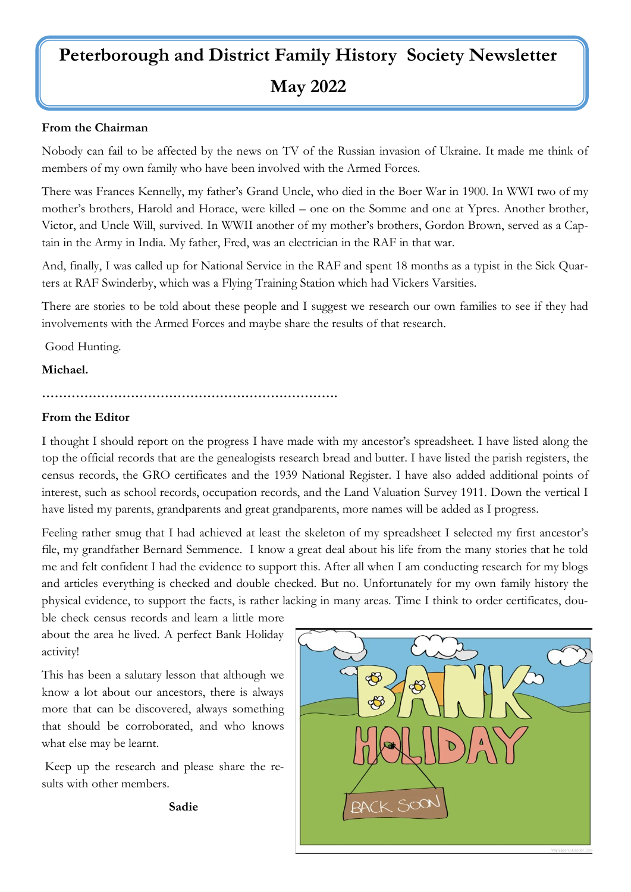# Peterborough and District Family History Society Newsletter

## May 2022

**From the Chairman**

Nobody can fail to be affected by the news on TV of the Russian invasion of Ukraine. It made me think of members of my own family who have been involved with the Armed Forces.

There was Frances Kennelly, my father's Grand Uncle, who died in the Boer War in 1900. In WWI two of my mother's brothers, Harold and Horace, were killed – one on the Somme and one at Ypres. Another brother, Victor, and Uncle Will, survived. In WWII another of my mother's brothers, Gordon Brown, served as a Captain in the Army in India. My father, Fred, was an electrician in the RAF in that war.

And, finally, I was called up for National Service in the RAF and spent 18 months as a typist in the Sick Quarters at RAF Swinderby, which was a Flying Training Station which had Vickers Varsities.

There are stories to be told about these people and I suggest we research our own families to see if they had involvements with the Armed Forces and maybe share the results of that research.

Good Hunting.

**Michael.**

……………………………………………………………….

**From the Editor**

I thought I should report on the progress I have made with my ancestor's spreadsheet. I have listed along the top the official records that are the genealogists research bread and butter. I have listed the parish registers, the census records, the GRO certificates and the 1939 National Register. I have also added additional points of interest, such as school records, occupation records, and the Land Valuation Survey 1911. Down the vertical I have listed my parents, grandparents and great grandparents, more names will be added as I progress.

Feeling rather smug that I had achieved at least the skeleton of my spreadsheet I selected my first ancestor's file, my grandfather Bernard Semmence. I know a great deal about his life from the many stories that he told me and felt confident I had the evidence to support this. After all when I am conducting research for my blogs and articles everything is checked and double checked. But no. Unfortunately for my own family history the physical evidence, to support the facts, is rather lacking in many areas. Time I think to order certificates, double check census records and learn a little more about the area he lived. A perfect Bank Holiday activity!

This has been a salutary lesson that although we know a lot about our ancestors, there is always more that can be discovered, always something that should be corroborated, and who knows what else may be learnt.

Keep up the research and please share the results with other members.

**Sadie**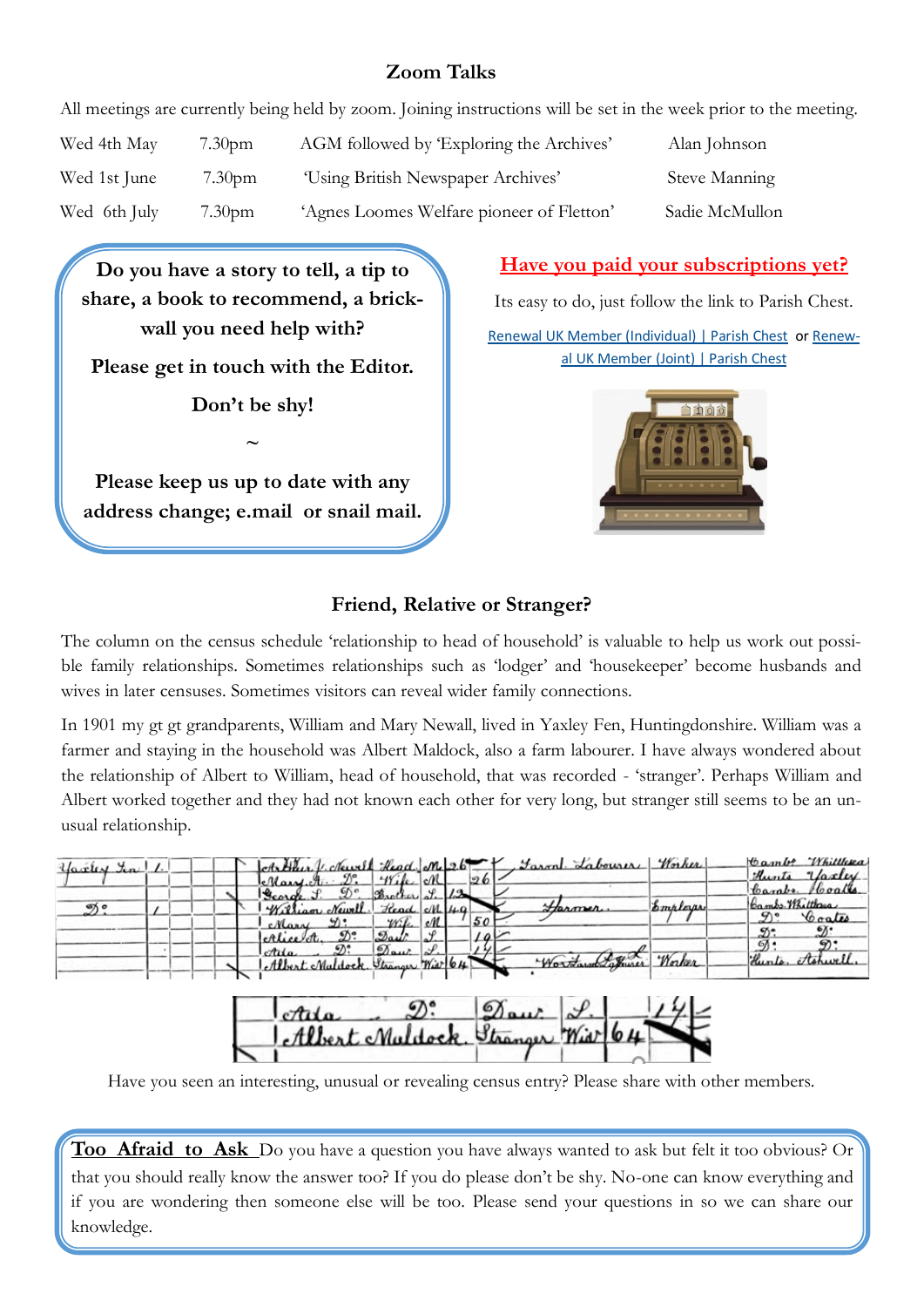## Zoom Talks

All meetings are currently being held by zoom. Joining instructions will be set in the week prior to the meeting.

| | | | |
|---|---|---|---|
| Wed 4th May | 7.30pm | AGM followed by 'Exploring the Archives' | Alan Johnson |
| Wed 1st June | 7.30pm | 'Using British Newspaper Archives' | Steve Manning |
| Wed 6th July | 7.30pm | 'Agnes Loomes Welfare pioneer of Fletton' | Sadie McMullon |

**Do you have a story to tell, a tip to share, a book to recommend, a brick-wall you need help with?**

**Please get in touch with the Editor.**

**Don't be shy!**

~

**Please keep us up to date with any address change; e.mail or snail mail.**

## Have you paid your subscriptions yet?

Its easy to do, just follow the link to Parish Chest.

Renewal UK Member (Individual) | Parish Chest or Renewal UK Member (Joint) | Parish Chest

## Friend, Relative or Stranger?

The column on the census schedule 'relationship to head of household' is valuable to help us work out possible family relationships. Sometimes relationships such as 'lodger' and 'housekeeper' become husbands and wives in later censuses. Sometimes visitors can reveal wider family connections.

In 1901 my gt gt grandparents, William and Mary Newall, lived in Yaxley Fen, Huntingdonshire. William was a farmer and staying in the household was Albert Maldock, also a farm labourer. I have always wondered about the relationship of Albert to William, head of household, that was recorded - 'stranger'. Perhaps William and Albert worked together and they had not known each other for very long, but stranger still seems to be an unusual relationship.

Have you seen an interesting, unusual or revealing census entry? Please share with other members.

**Too Afraid to Ask** Do you have a question you have always wanted to ask but felt it too obvious? Or that you should really know the answer too? If you do please don't be shy. No-one can know everything and if you are wondering then someone else will be too. Please send your questions in so we can share our knowledge.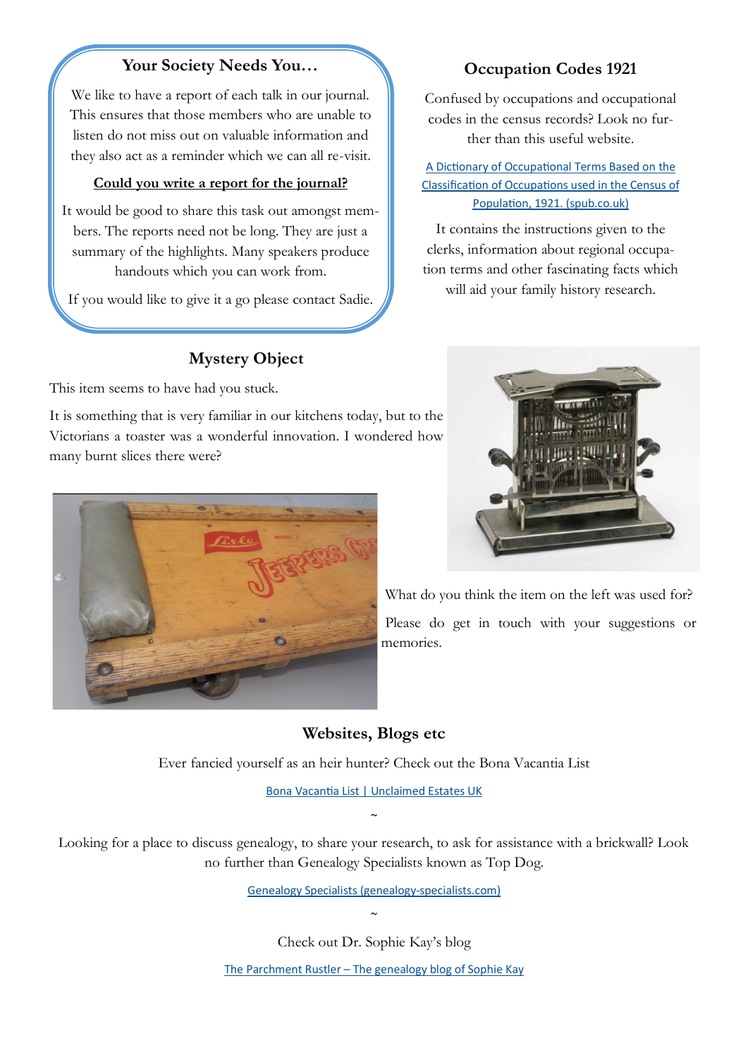## Your Society Needs You…

We like to have a report of each talk in our journal. This ensures that those members who are unable to listen do not miss out on valuable information and they also act as a reminder which we can all re-visit.

**Could you write a report for the journal?**

It would be good to share this task out amongst members. The reports need not be long. They are just a summary of the highlights. Many speakers produce handouts which you can work from.

If you would like to give it a go please contact Sadie.

## Occupation Codes 1921

Confused by occupations and occupational codes in the census records? Look no further than this useful website.

[A Dictionary of Occupational Terms Based on the Classification of Occupations used in the Census of Population, 1921. (spub.co.uk)]

It contains the instructions given to the clerks, information about regional occupation terms and other fascinating facts which will aid your family history research.

## Mystery Object

This item seems to have had you stuck.

It is something that is very familiar in our kitchens today, but to the Victorians a toaster was a wonderful innovation. I wondered how many burnt slices there were?

What do you think the item on the left was used for?

Please do get in touch with your suggestions or memories.

## Websites, Blogs etc

Ever fancied yourself as an heir hunter? Check out the Bona Vacantia List

[Bona Vacantia List | Unclaimed Estates UK]

~

Looking for a place to discuss genealogy, to share your research, to ask for assistance with a brickwall? Look no further than Genealogy Specialists known as Top Dog.

[Genealogy Specialists (genealogy-specialists.com)]

~

Check out Dr. Sophie Kay's blog

[The Parchment Rustler – The genealogy blog of Sophie Kay]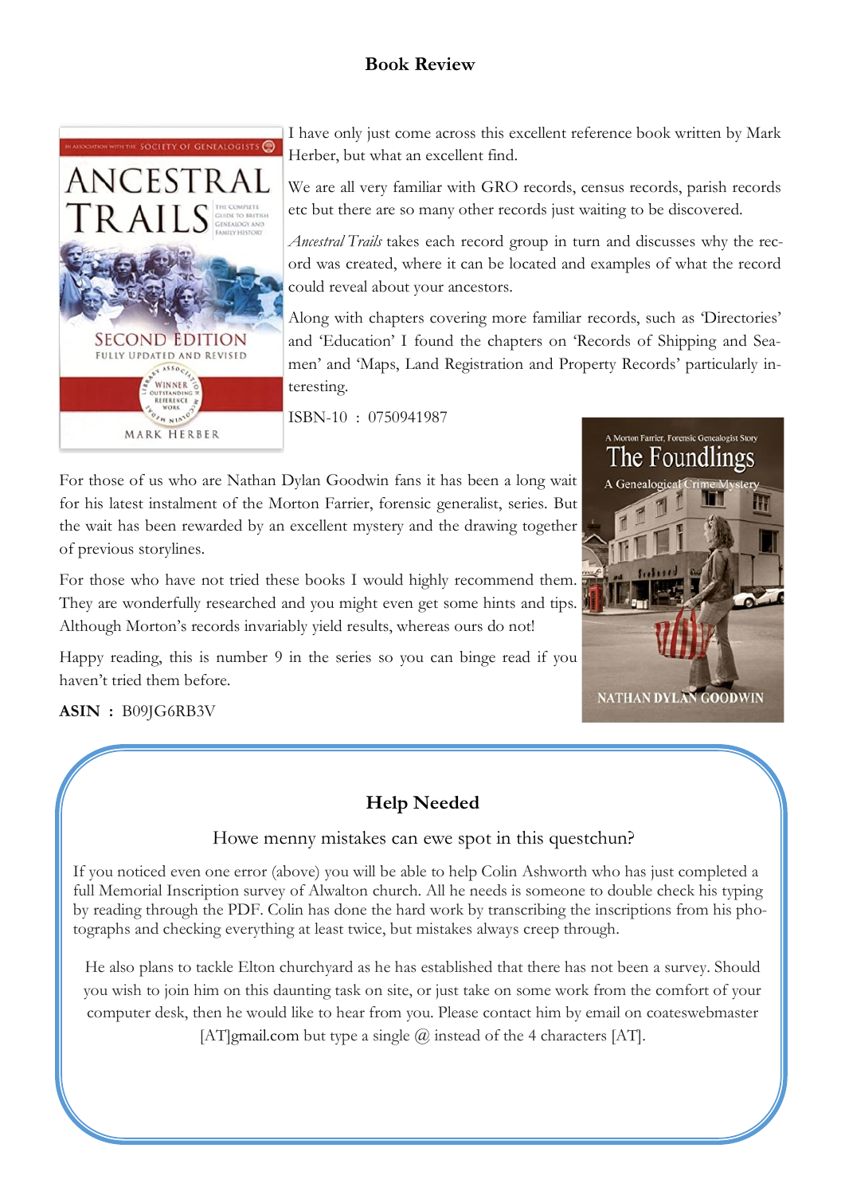## Book Review

I have only just come across this excellent reference book written by Mark Herber, but what an excellent find.

We are all very familiar with GRO records, census records, parish records etc but there are so many other records just waiting to be discovered.

*Ancestral Trails* takes each record group in turn and discusses why the record was created, where it can be located and examples of what the record could reveal about your ancestors.

Along with chapters covering more familiar records, such as 'Directories' and 'Education' I found the chapters on 'Records of Shipping and Seamen' and 'Maps, Land Registration and Property Records' particularly interesting.

ISBN-10 : 0750941987

For those of us who are Nathan Dylan Goodwin fans it has been a long wait for his latest instalment of the Morton Farrier, forensic generalist, series. But the wait has been rewarded by an excellent mystery and the drawing together of previous storylines.

For those who have not tried these books I would highly recommend them. They are wonderfully researched and you might even get some hints and tips. Although Morton's records invariably yield results, whereas ours do not!

Happy reading, this is number 9 in the series so you can binge read if you haven't tried them before.

**ASIN :** B09JG6RB3V

## Help Needed

Howe menny mistakes can ewe spot in this questchun?

If you noticed even one error (above) you will be able to help Colin Ashworth who has just completed a full Memorial Inscription survey of Alwalton church. All he needs is someone to double check his typing by reading through the PDF. Colin has done the hard work by transcribing the inscriptions from his photographs and checking everything at least twice, but mistakes always creep through.

He also plans to tackle Elton churchyard as he has established that there has not been a survey. Should you wish to join him on this daunting task on site, or just take on some work from the comfort of your computer desk, then he would like to hear from you. Please contact him by email on coateswebmaster [AT]gmail.com but type a single @ instead of the 4 characters [AT].